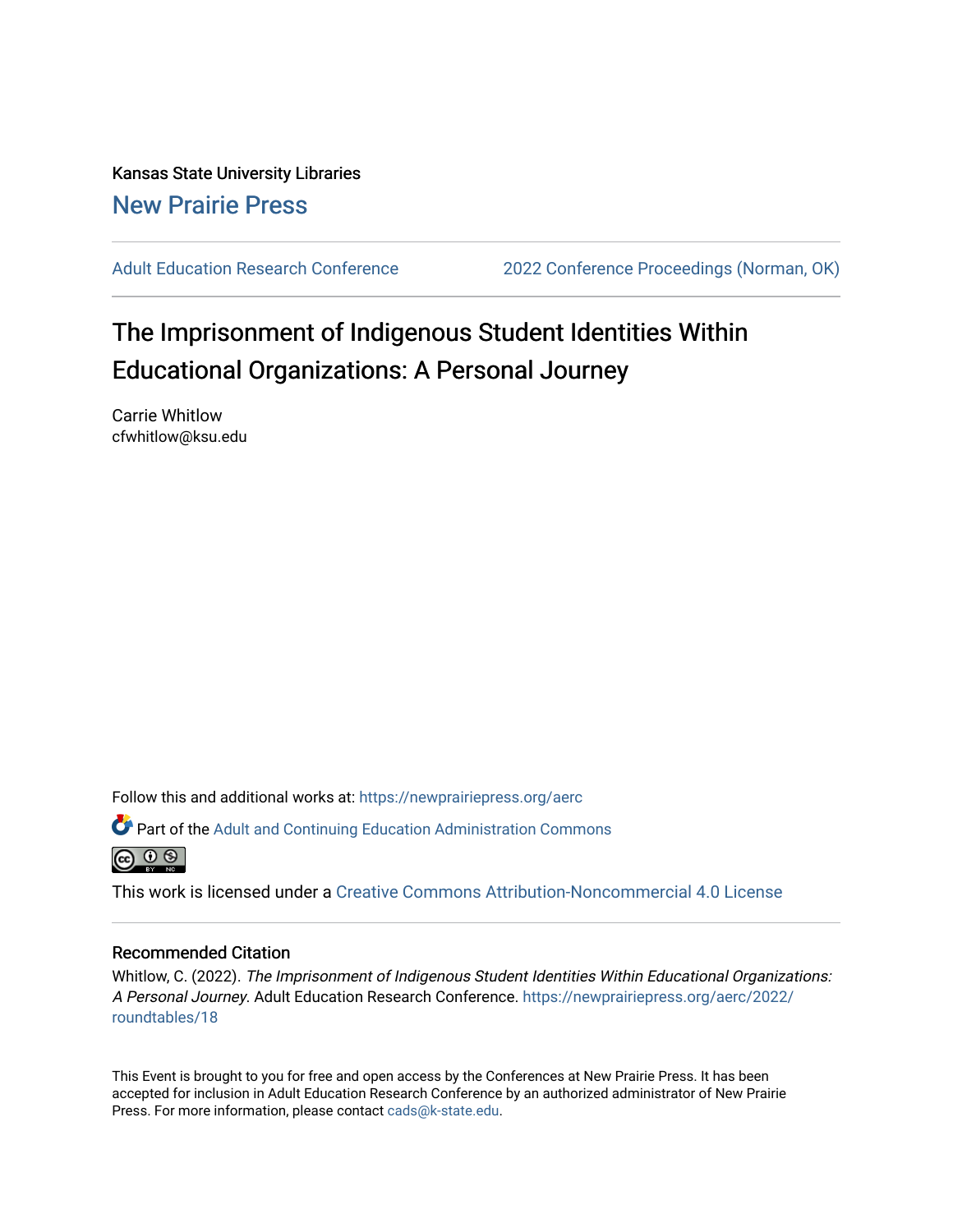Kansas State University Libraries

New Prairie Press

Adult Education Research Conference | 2022 Conference Proceedings (Norman, OK)

# The Imprisonment of Indigenous Student Identities Within Educational Organizations: A Personal Journey

Carrie Whitlow
cfwhitlow@ksu.edu

Follow this and additional works at: https://newprairiepress.org/aerc

Part of the Adult and Continuing Education Administration Commons

This work is licensed under a Creative Commons Attribution-Noncommercial 4.0 License

## Recommended Citation

Whitlow, C. (2022). *The Imprisonment of Indigenous Student Identities Within Educational Organizations: A Personal Journey*. Adult Education Research Conference. https://newprairiepress.org/aerc/2022/roundtables/18

This Event is brought to you for free and open access by the Conferences at New Prairie Press. It has been accepted for inclusion in Adult Education Research Conference by an authorized administrator of New Prairie Press. For more information, please contact cads@k-state.edu.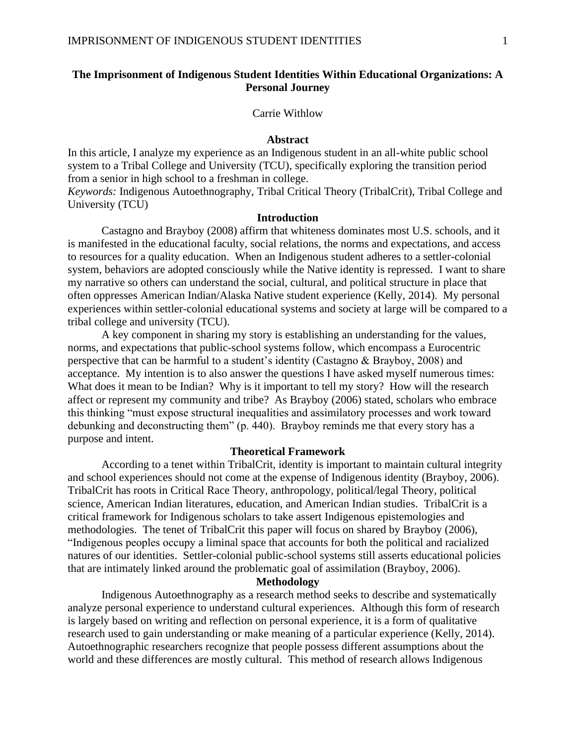**The Imprisonment of Indigenous Student Identities Within Educational Organizations: A Personal Journey**

Carrie Withlow

**Abstract**

In this article, I analyze my experience as an Indigenous student in an all-white public school system to a Tribal College and University (TCU), specifically exploring the transition period from a senior in high school to a freshman in college.

*Keywords:* Indigenous Autoethnography, Tribal Critical Theory (TribalCrit), Tribal College and University (TCU)

**Introduction**

Castagno and Brayboy (2008) affirm that whiteness dominates most U.S. schools, and it is manifested in the educational faculty, social relations, the norms and expectations, and access to resources for a quality education. When an Indigenous student adheres to a settler-colonial system, behaviors are adopted consciously while the Native identity is repressed. I want to share my narrative so others can understand the social, cultural, and political structure in place that often oppresses American Indian/Alaska Native student experience (Kelly, 2014). My personal experiences within settler-colonial educational systems and society at large will be compared to a tribal college and university (TCU).

A key component in sharing my story is establishing an understanding for the values, norms, and expectations that public-school systems follow, which encompass a Eurocentric perspective that can be harmful to a student's identity (Castagno & Brayboy, 2008) and acceptance. My intention is to also answer the questions I have asked myself numerous times: What does it mean to be Indian? Why is it important to tell my story? How will the research affect or represent my community and tribe? As Brayboy (2006) stated, scholars who embrace this thinking "must expose structural inequalities and assimilatory processes and work toward debunking and deconstructing them" (p. 440). Brayboy reminds me that every story has a purpose and intent.

**Theoretical Framework**

According to a tenet within TribalCrit, identity is important to maintain cultural integrity and school experiences should not come at the expense of Indigenous identity (Brayboy, 2006). TribalCrit has roots in Critical Race Theory, anthropology, political/legal Theory, political science, American Indian literatures, education, and American Indian studies. TribalCrit is a critical framework for Indigenous scholars to take assert Indigenous epistemologies and methodologies. The tenet of TribalCrit this paper will focus on shared by Brayboy (2006), "Indigenous peoples occupy a liminal space that accounts for both the political and racialized natures of our identities. Settler-colonial public-school systems still asserts educational policies that are intimately linked around the problematic goal of assimilation (Brayboy, 2006).

**Methodology**

Indigenous Autoethnography as a research method seeks to describe and systematically analyze personal experience to understand cultural experiences. Although this form of research is largely based on writing and reflection on personal experience, it is a form of qualitative research used to gain understanding or make meaning of a particular experience (Kelly, 2014). Autoethnographic researchers recognize that people possess different assumptions about the world and these differences are mostly cultural. This method of research allows Indigenous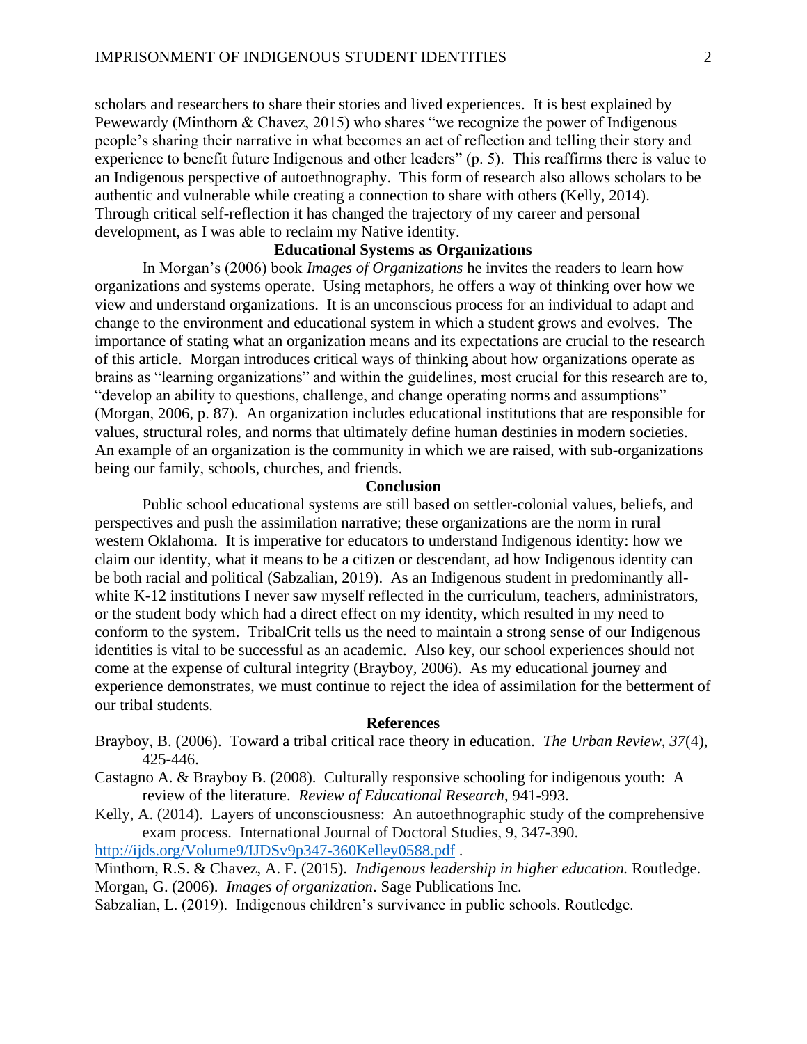scholars and researchers to share their stories and lived experiences. It is best explained by Pewewardy (Minthorn & Chavez, 2015) who shares "we recognize the power of Indigenous people's sharing their narrative in what becomes an act of reflection and telling their story and experience to benefit future Indigenous and other leaders" (p. 5). This reaffirms there is value to an Indigenous perspective of autoethnography. This form of research also allows scholars to be authentic and vulnerable while creating a connection to share with others (Kelly, 2014). Through critical self-reflection it has changed the trajectory of my career and personal development, as I was able to reclaim my Native identity.

## Educational Systems as Organizations

In Morgan's (2006) book *Images of Organizations* he invites the readers to learn how organizations and systems operate. Using metaphors, he offers a way of thinking over how we view and understand organizations. It is an unconscious process for an individual to adapt and change to the environment and educational system in which a student grows and evolves. The importance of stating what an organization means and its expectations are crucial to the research of this article. Morgan introduces critical ways of thinking about how organizations operate as brains as "learning organizations" and within the guidelines, most crucial for this research are to, "develop an ability to questions, challenge, and change operating norms and assumptions" (Morgan, 2006, p. 87). An organization includes educational institutions that are responsible for values, structural roles, and norms that ultimately define human destinies in modern societies. An example of an organization is the community in which we are raised, with sub-organizations being our family, schools, churches, and friends.

## Conclusion

Public school educational systems are still based on settler-colonial values, beliefs, and perspectives and push the assimilation narrative; these organizations are the norm in rural western Oklahoma. It is imperative for educators to understand Indigenous identity: how we claim our identity, what it means to be a citizen or descendant, ad how Indigenous identity can be both racial and political (Sabzalian, 2019). As an Indigenous student in predominantly all-white K-12 institutions I never saw myself reflected in the curriculum, teachers, administrators, or the student body which had a direct effect on my identity, which resulted in my need to conform to the system. TribalCrit tells us the need to maintain a strong sense of our Indigenous identities is vital to be successful as an academic. Also key, our school experiences should not come at the expense of cultural integrity (Brayboy, 2006). As my educational journey and experience demonstrates, we must continue to reject the idea of assimilation for the betterment of our tribal students.

## References

Brayboy, B. (2006). Toward a tribal critical race theory in education. *The Urban Review, 37*(4), 425-446.

Castagno A. & Brayboy B. (2008). Culturally responsive schooling for indigenous youth: A review of the literature. *Review of Educational Research*, 941-993.

Kelly, A. (2014). Layers of unconsciousness: An autoethnographic study of the comprehensive exam process. International Journal of Doctoral Studies, 9, 347-390. http://ijds.org/Volume9/IJDSv9p347-360Kelley0588.pdf .

Minthorn, R.S. & Chavez, A. F. (2015). *Indigenous leadership in higher education.* Routledge.

Morgan, G. (2006). *Images of organization*. Sage Publications Inc.

Sabzalian, L. (2019). Indigenous children's survivance in public schools. Routledge.